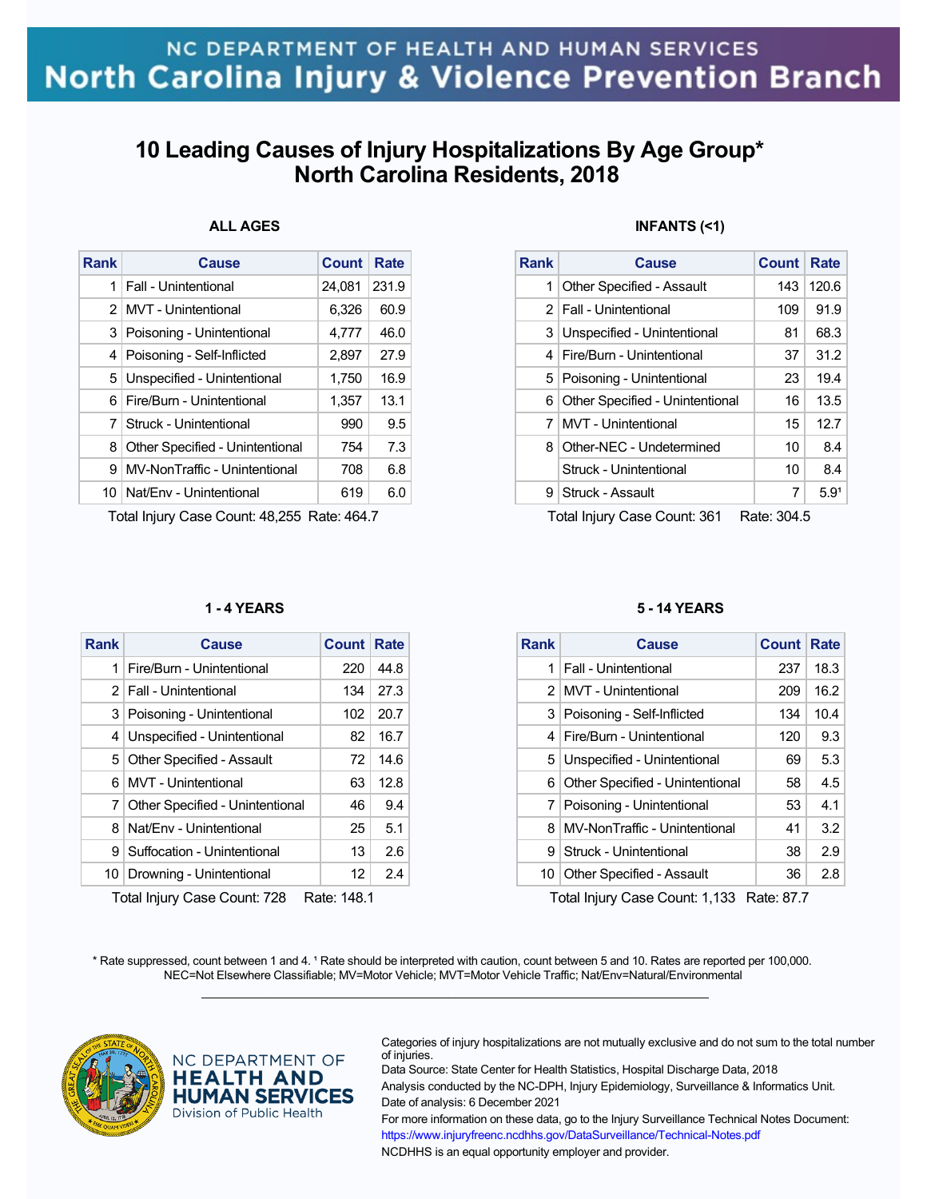NC DEPARTMENT OF HEALTH AND HUMAN SERVICES
North Carolina Injury & Violence Prevention Branch

# 10 Leading Causes of Injury Hospitalizations By Age Group* North Carolina Residents, 2018

### ALL AGES

| Rank | Cause | Count | Rate |
|---|---|---|---|
| 1 | Fall - Unintentional | 24,081 | 231.9 |
| 2 | MVT - Unintentional | 6,326 | 60.9 |
| 3 | Poisoning - Unintentional | 4,777 | 46.0 |
| 4 | Poisoning - Self-Inflicted | 2,897 | 27.9 |
| 5 | Unspecified - Unintentional | 1,750 | 16.9 |
| 6 | Fire/Burn - Unintentional | 1,357 | 13.1 |
| 7 | Struck - Unintentional | 990 | 9.5 |
| 8 | Other Specified - Unintentional | 754 | 7.3 |
| 9 | MV-NonTraffic - Unintentional | 708 | 6.8 |
| 10 | Nat/Env - Unintentional | 619 | 6.0 |

Total Injury Case Count: 48,255 Rate: 464.7

### INFANTS (<1)

| Rank | Cause | Count | Rate |
|---|---|---|---|
| 1 | Other Specified - Assault | 143 | 120.6 |
| 2 | Fall - Unintentional | 109 | 91.9 |
| 3 | Unspecified - Unintentional | 81 | 68.3 |
| 4 | Fire/Burn - Unintentional | 37 | 31.2 |
| 5 | Poisoning - Unintentional | 23 | 19.4 |
| 6 | Other Specified - Unintentional | 16 | 13.5 |
| 7 | MVT - Unintentional | 15 | 12.7 |
| 8 | Other-NEC - Undetermined | 10 | 8.4 |
| | Struck - Unintentional | 10 | 8.4 |
| 9 | Struck - Assault | 7 | 5.9[1] |

Total Injury Case Count: 361 Rate: 304.5

### 1 - 4 YEARS

| Rank | Cause | Count | Rate |
|---|---|---|---|
| 1 | Fire/Burn - Unintentional | 220 | 44.8 |
| 2 | Fall - Unintentional | 134 | 27.3 |
| 3 | Poisoning - Unintentional | 102 | 20.7 |
| 4 | Unspecified - Unintentional | 82 | 16.7 |
| 5 | Other Specified - Assault | 72 | 14.6 |
| 6 | MVT - Unintentional | 63 | 12.8 |
| 7 | Other Specified - Unintentional | 46 | 9.4 |
| 8 | Nat/Env - Unintentional | 25 | 5.1 |
| 9 | Suffocation - Unintentional | 13 | 2.6 |
| 10 | Drowning - Unintentional | 12 | 2.4 |

Total Injury Case Count: 728 Rate: 148.1

### 5 - 14 YEARS

| Rank | Cause | Count | Rate |
|---|---|---|---|
| 1 | Fall - Unintentional | 237 | 18.3 |
| 2 | MVT - Unintentional | 209 | 16.2 |
| 3 | Poisoning - Self-Inflicted | 134 | 10.4 |
| 4 | Fire/Burn - Unintentional | 120 | 9.3 |
| 5 | Unspecified - Unintentional | 69 | 5.3 |
| 6 | Other Specified - Unintentional | 58 | 4.5 |
| 7 | Poisoning - Unintentional | 53 | 4.1 |
| 8 | MV-NonTraffic - Unintentional | 41 | 3.2 |
| 9 | Struck - Unintentional | 38 | 2.9 |
| 10 | Other Specified - Assault | 36 | 2.8 |

Total Injury Case Count: 1,133 Rate: 87.7

\* Rate suppressed, count between 1 and 4. [1] Rate should be interpreted with caution, count between 5 and 10. Rates are reported per 100,000.
NEC=Not Elsewhere Classifiable; MV=Motor Vehicle; MVT=Motor Vehicle Traffic; Nat/Env=Natural/Environmental

NC DEPARTMENT OF HEALTH AND HUMAN SERVICES
Division of Public Health

Categories of injury hospitalizations are not mutually exclusive and do not sum to the total number of injuries.
Data Source: State Center for Health Statistics, Hospital Discharge Data, 2018
Analysis conducted by the NC-DPH, Injury Epidemiology, Surveillance & Informatics Unit.
Date of analysis: 6 December 2021
For more information on these data, go to the Injury Surveillance Technical Notes Document: https://www.injuryfreenc.ncdhhs.gov/DataSurveillance/Technical-Notes.pdf
NCDHHS is an equal opportunity employer and provider.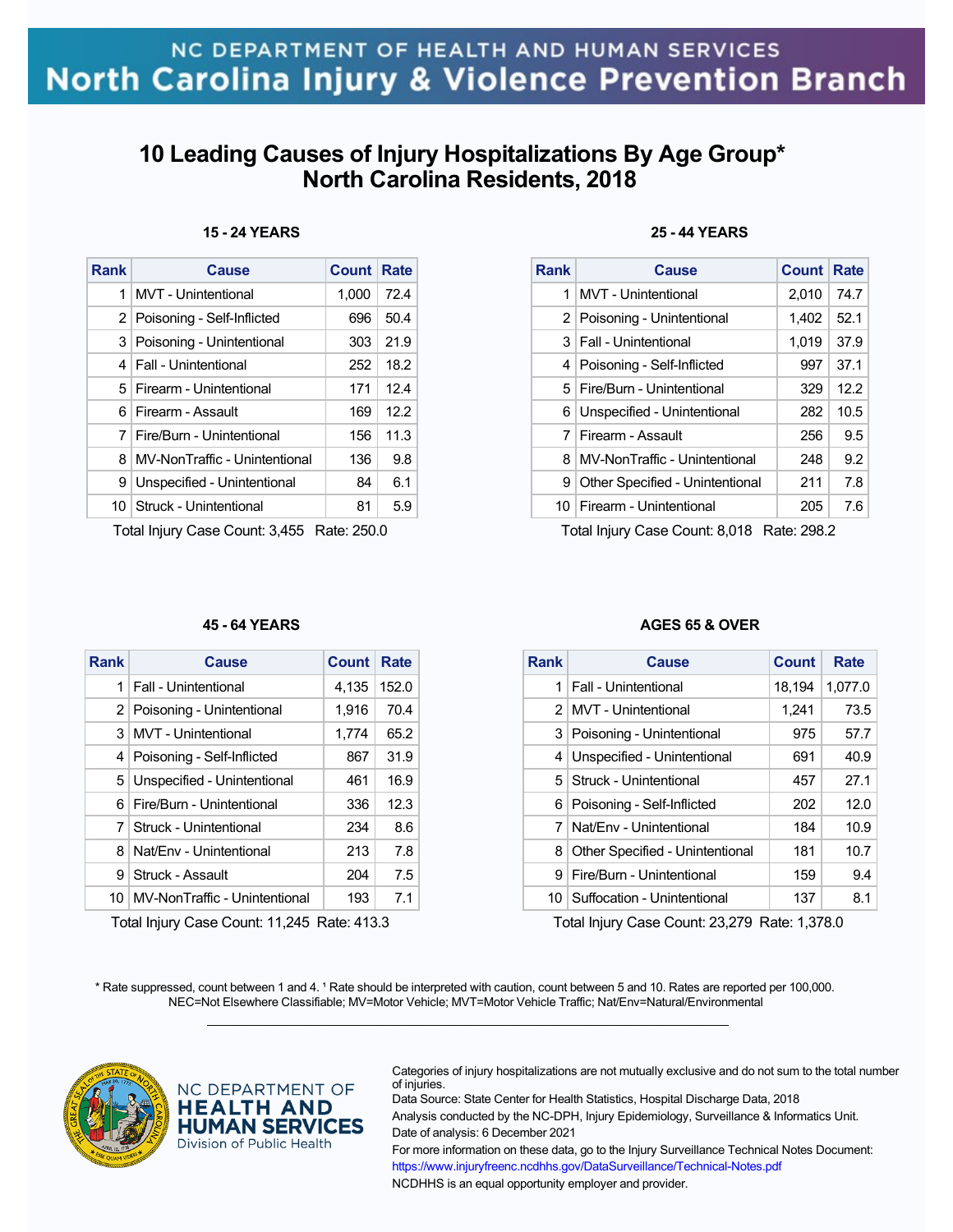NC DEPARTMENT OF HEALTH AND HUMAN SERVICES
North Carolina Injury & Violence Prevention Branch

# 10 Leading Causes of Injury Hospitalizations By Age Group*
# North Carolina Residents, 2018

### 15 - 24 YEARS

| Rank | Cause | Count | Rate |
|---|---|---|---|
| 1 | MVT - Unintentional | 1,000 | 72.4 |
| 2 | Poisoning - Self-Inflicted | 696 | 50.4 |
| 3 | Poisoning - Unintentional | 303 | 21.9 |
| 4 | Fall - Unintentional | 252 | 18.2 |
| 5 | Firearm - Unintentional | 171 | 12.4 |
| 6 | Firearm - Assault | 169 | 12.2 |
| 7 | Fire/Burn - Unintentional | 156 | 11.3 |
| 8 | MV-NonTraffic - Unintentional | 136 | 9.8 |
| 9 | Unspecified - Unintentional | 84 | 6.1 |
| 10 | Struck - Unintentional | 81 | 5.9 |

Total Injury Case Count: 3,455 Rate: 250.0

### 25 - 44 YEARS

| Rank | Cause | Count | Rate |
|---|---|---|---|
| 1 | MVT - Unintentional | 2,010 | 74.7 |
| 2 | Poisoning - Unintentional | 1,402 | 52.1 |
| 3 | Fall - Unintentional | 1,019 | 37.9 |
| 4 | Poisoning - Self-Inflicted | 997 | 37.1 |
| 5 | Fire/Burn - Unintentional | 329 | 12.2 |
| 6 | Unspecified - Unintentional | 282 | 10.5 |
| 7 | Firearm - Assault | 256 | 9.5 |
| 8 | MV-NonTraffic - Unintentional | 248 | 9.2 |
| 9 | Other Specified - Unintentional | 211 | 7.8 |
| 10 | Firearm - Unintentional | 205 | 7.6 |

Total Injury Case Count: 8,018 Rate: 298.2

### 45 - 64 YEARS

| Rank | Cause | Count | Rate |
|---|---|---|---|
| 1 | Fall - Unintentional | 4,135 | 152.0 |
| 2 | Poisoning - Unintentional | 1,916 | 70.4 |
| 3 | MVT - Unintentional | 1,774 | 65.2 |
| 4 | Poisoning - Self-Inflicted | 867 | 31.9 |
| 5 | Unspecified - Unintentional | 461 | 16.9 |
| 6 | Fire/Burn - Unintentional | 336 | 12.3 |
| 7 | Struck - Unintentional | 234 | 8.6 |
| 8 | Nat/Env - Unintentional | 213 | 7.8 |
| 9 | Struck - Assault | 204 | 7.5 |
| 10 | MV-NonTraffic - Unintentional | 193 | 7.1 |

Total Injury Case Count: 11,245 Rate: 413.3

### AGES 65 & OVER

| Rank | Cause | Count | Rate |
|---|---|---|---|
| 1 | Fall - Unintentional | 18,194 | 1,077.0 |
| 2 | MVT - Unintentional | 1,241 | 73.5 |
| 3 | Poisoning - Unintentional | 975 | 57.7 |
| 4 | Unspecified - Unintentional | 691 | 40.9 |
| 5 | Struck - Unintentional | 457 | 27.1 |
| 6 | Poisoning - Self-Inflicted | 202 | 12.0 |
| 7 | Nat/Env - Unintentional | 184 | 10.9 |
| 8 | Other Specified - Unintentional | 181 | 10.7 |
| 9 | Fire/Burn - Unintentional | 159 | 9.4 |
| 10 | Suffocation - Unintentional | 137 | 8.1 |

Total Injury Case Count: 23,279 Rate: 1,378.0

* Rate suppressed, count between 1 and 4. ¹ Rate should be interpreted with caution, count between 5 and 10. Rates are reported per 100,000.
NEC=Not Elsewhere Classifiable; MV=Motor Vehicle; MVT=Motor Vehicle Traffic; Nat/Env=Natural/Environmental

NC DEPARTMENT OF HEALTH AND HUMAN SERVICES
Division of Public Health

Categories of injury hospitalizations are not mutually exclusive and do not sum to the total number of injuries.
Data Source: State Center for Health Statistics, Hospital Discharge Data, 2018
Analysis conducted by the NC-DPH, Injury Epidemiology, Surveillance & Informatics Unit.
Date of analysis: 6 December 2021
For more information on these data, go to the Injury Surveillance Technical Notes Document:
https://www.injuryfreenc.ncdhhs.gov/DataSurveillance/Technical-Notes.pdf
NCDHHS is an equal opportunity employer and provider.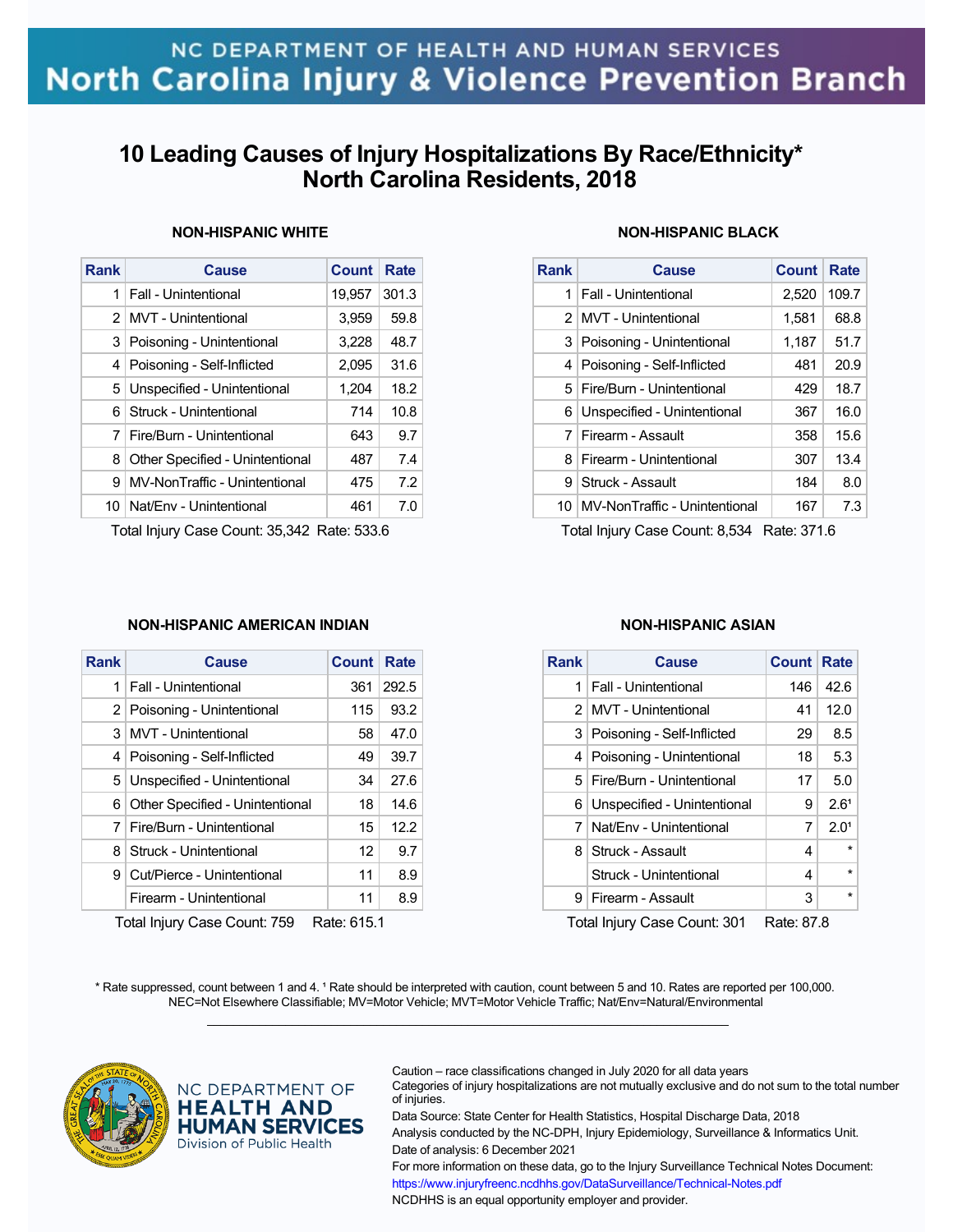NC DEPARTMENT OF HEALTH AND HUMAN SERVICES

North Carolina Injury & Violence Prevention Branch

# 10 Leading Causes of Injury Hospitalizations By Race/Ethnicity* North Carolina Residents, 2018

### NON-HISPANIC WHITE

| Rank | Cause | Count | Rate |
|---|---|---|---|
| 1 | Fall - Unintentional | 19,957 | 301.3 |
| 2 | MVT - Unintentional | 3,959 | 59.8 |
| 3 | Poisoning - Unintentional | 3,228 | 48.7 |
| 4 | Poisoning - Self-Inflicted | 2,095 | 31.6 |
| 5 | Unspecified - Unintentional | 1,204 | 18.2 |
| 6 | Struck - Unintentional | 714 | 10.8 |
| 7 | Fire/Burn - Unintentional | 643 | 9.7 |
| 8 | Other Specified - Unintentional | 487 | 7.4 |
| 9 | MV-NonTraffic - Unintentional | 475 | 7.2 |
| 10 | Nat/Env - Unintentional | 461 | 7.0 |

Total Injury Case Count: 35,342 Rate: 533.6

### NON-HISPANIC BLACK

| Rank | Cause | Count | Rate |
|---|---|---|---|
| 1 | Fall - Unintentional | 2,520 | 109.7 |
| 2 | MVT - Unintentional | 1,581 | 68.8 |
| 3 | Poisoning - Unintentional | 1,187 | 51.7 |
| 4 | Poisoning - Self-Inflicted | 481 | 20.9 |
| 5 | Fire/Burn - Unintentional | 429 | 18.7 |
| 6 | Unspecified - Unintentional | 367 | 16.0 |
| 7 | Firearm - Assault | 358 | 15.6 |
| 8 | Firearm - Unintentional | 307 | 13.4 |
| 9 | Struck - Assault | 184 | 8.0 |
| 10 | MV-NonTraffic - Unintentional | 167 | 7.3 |

Total Injury Case Count: 8,534 Rate: 371.6

### NON-HISPANIC AMERICAN INDIAN

| Rank | Cause | Count | Rate |
|---|---|---|---|
| 1 | Fall - Unintentional | 361 | 292.5 |
| 2 | Poisoning - Unintentional | 115 | 93.2 |
| 3 | MVT - Unintentional | 58 | 47.0 |
| 4 | Poisoning - Self-Inflicted | 49 | 39.7 |
| 5 | Unspecified - Unintentional | 34 | 27.6 |
| 6 | Other Specified - Unintentional | 18 | 14.6 |
| 7 | Fire/Burn - Unintentional | 15 | 12.2 |
| 8 | Struck - Unintentional | 12 | 9.7 |
| 9 | Cut/Pierce - Unintentional | 11 | 8.9 |
| | Firearm - Unintentional | 11 | 8.9 |

Total Injury Case Count: 759 Rate: 615.1

### NON-HISPANIC ASIAN

| Rank | Cause | Count | Rate |
|---|---|---|---|
| 1 | Fall - Unintentional | 146 | 42.6 |
| 2 | MVT - Unintentional | 41 | 12.0 |
| 3 | Poisoning - Self-Inflicted | 29 | 8.5 |
| 4 | Poisoning - Unintentional | 18 | 5.3 |
| 5 | Fire/Burn - Unintentional | 17 | 5.0 |
| 6 | Unspecified - Unintentional | 9 | 2.6¹ |
| 7 | Nat/Env - Unintentional | 7 | 2.0¹ |
| 8 | Struck - Assault | 4 | * |
| | Struck - Unintentional | 4 | * |
| 9 | Firearm - Assault | 3 | * |

Total Injury Case Count: 301 Rate: 87.8

* Rate suppressed, count between 1 and 4. ¹ Rate should be interpreted with caution, count between 5 and 10. Rates are reported per 100,000.
NEC=Not Elsewhere Classifiable; MV=Motor Vehicle; MVT=Motor Vehicle Traffic; Nat/Env=Natural/Environmental

NC DEPARTMENT OF HEALTH AND HUMAN SERVICES
Division of Public Health

Caution – race classifications changed in July 2020 for all data years
Categories of injury hospitalizations are not mutually exclusive and do not sum to the total number of injuries.
Data Source: State Center for Health Statistics, Hospital Discharge Data, 2018
Analysis conducted by the NC-DPH, Injury Epidemiology, Surveillance & Informatics Unit.
Date of analysis: 6 December 2021
For more information on these data, go to the Injury Surveillance Technical Notes Document:
https://www.injuryfreenc.ncdhhs.gov/DataSurveillance/Technical-Notes.pdf
NCDHHS is an equal opportunity employer and provider.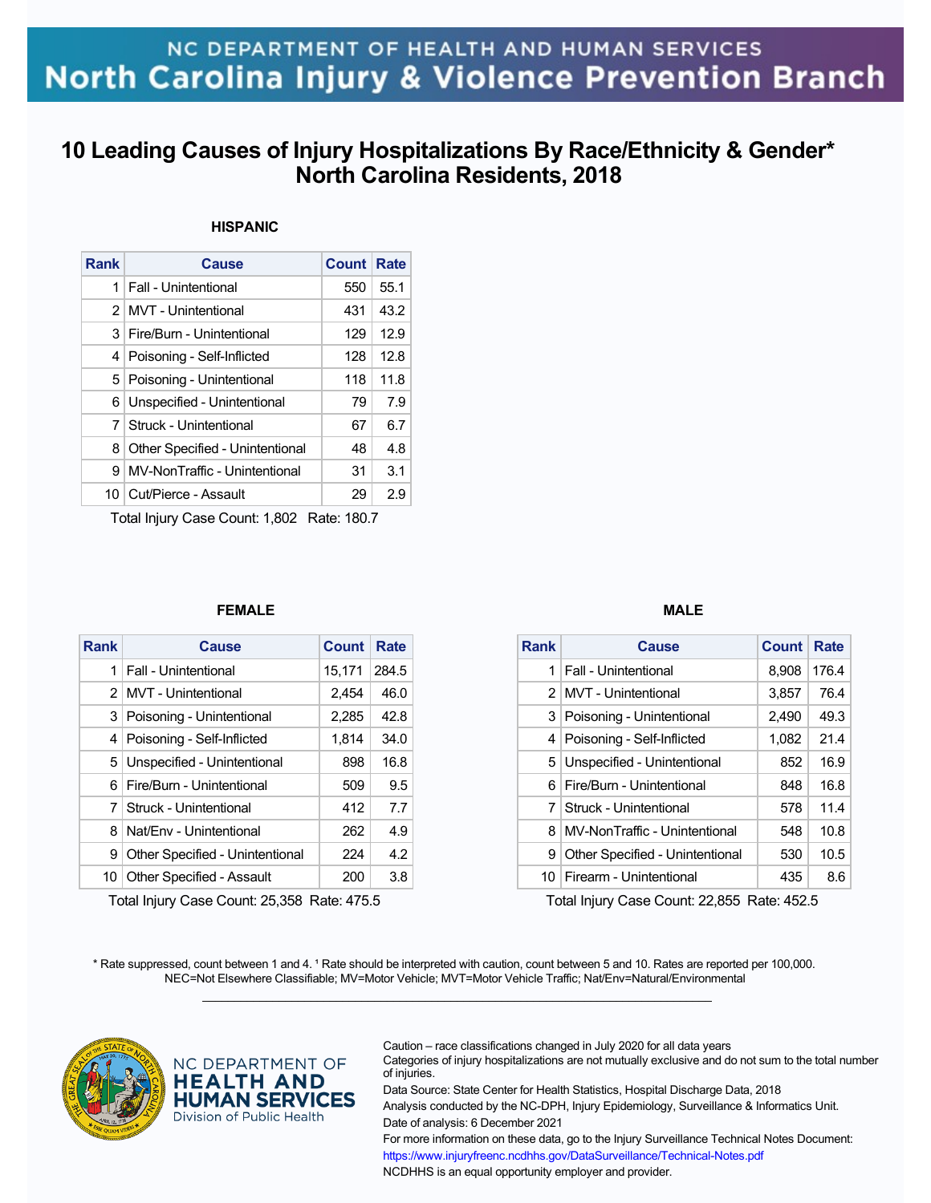NC DEPARTMENT OF HEALTH AND HUMAN SERVICES
North Carolina Injury & Violence Prevention Branch

# 10 Leading Causes of Injury Hospitalizations By Race/Ethnicity & Gender* North Carolina Residents, 2018

### HISPANIC

| Rank | Cause | Count | Rate |
|---|---|---|---|
| 1 | Fall - Unintentional | 550 | 55.1 |
| 2 | MVT - Unintentional | 431 | 43.2 |
| 3 | Fire/Burn - Unintentional | 129 | 12.9 |
| 4 | Poisoning - Self-Inflicted | 128 | 12.8 |
| 5 | Poisoning - Unintentional | 118 | 11.8 |
| 6 | Unspecified - Unintentional | 79 | 7.9 |
| 7 | Struck - Unintentional | 67 | 6.7 |
| 8 | Other Specified - Unintentional | 48 | 4.8 |
| 9 | MV-NonTraffic - Unintentional | 31 | 3.1 |
| 10 | Cut/Pierce - Assault | 29 | 2.9 |

Total Injury Case Count: 1,802 Rate: 180.7

### FEMALE

| Rank | Cause | Count | Rate |
|---|---|---|---|
| 1 | Fall - Unintentional | 15,171 | 284.5 |
| 2 | MVT - Unintentional | 2,454 | 46.0 |
| 3 | Poisoning - Unintentional | 2,285 | 42.8 |
| 4 | Poisoning - Self-Inflicted | 1,814 | 34.0 |
| 5 | Unspecified - Unintentional | 898 | 16.8 |
| 6 | Fire/Burn - Unintentional | 509 | 9.5 |
| 7 | Struck - Unintentional | 412 | 7.7 |
| 8 | Nat/Env - Unintentional | 262 | 4.9 |
| 9 | Other Specified - Unintentional | 224 | 4.2 |
| 10 | Other Specified - Assault | 200 | 3.8 |

Total Injury Case Count: 25,358 Rate: 475.5

### MALE

| Rank | Cause | Count | Rate |
|---|---|---|---|
| 1 | Fall - Unintentional | 8,908 | 176.4 |
| 2 | MVT - Unintentional | 3,857 | 76.4 |
| 3 | Poisoning - Unintentional | 2,490 | 49.3 |
| 4 | Poisoning - Self-Inflicted | 1,082 | 21.4 |
| 5 | Unspecified - Unintentional | 852 | 16.9 |
| 6 | Fire/Burn - Unintentional | 848 | 16.8 |
| 7 | Struck - Unintentional | 578 | 11.4 |
| 8 | MV-NonTraffic - Unintentional | 548 | 10.8 |
| 9 | Other Specified - Unintentional | 530 | 10.5 |
| 10 | Firearm - Unintentional | 435 | 8.6 |

Total Injury Case Count: 22,855 Rate: 452.5

* Rate suppressed, count between 1 and 4. ¹ Rate should be interpreted with caution, count between 5 and 10. Rates are reported per 100,000.
NEC=Not Elsewhere Classifiable; MV=Motor Vehicle; MVT=Motor Vehicle Traffic; Nat/Env=Natural/Environmental

NC DEPARTMENT OF HEALTH AND HUMAN SERVICES
Division of Public Health

Caution – race classifications changed in July 2020 for all data years
Categories of injury hospitalizations are not mutually exclusive and do not sum to the total number of injuries.
Data Source: State Center for Health Statistics, Hospital Discharge Data, 2018
Analysis conducted by the NC-DPH, Injury Epidemiology, Surveillance & Informatics Unit.
Date of analysis: 6 December 2021
For more information on these data, go to the Injury Surveillance Technical Notes Document:
https://www.injuryfreenc.ncdhhs.gov/DataSurveillance/Technical-Notes.pdf
NCDHHS is an equal opportunity employer and provider.